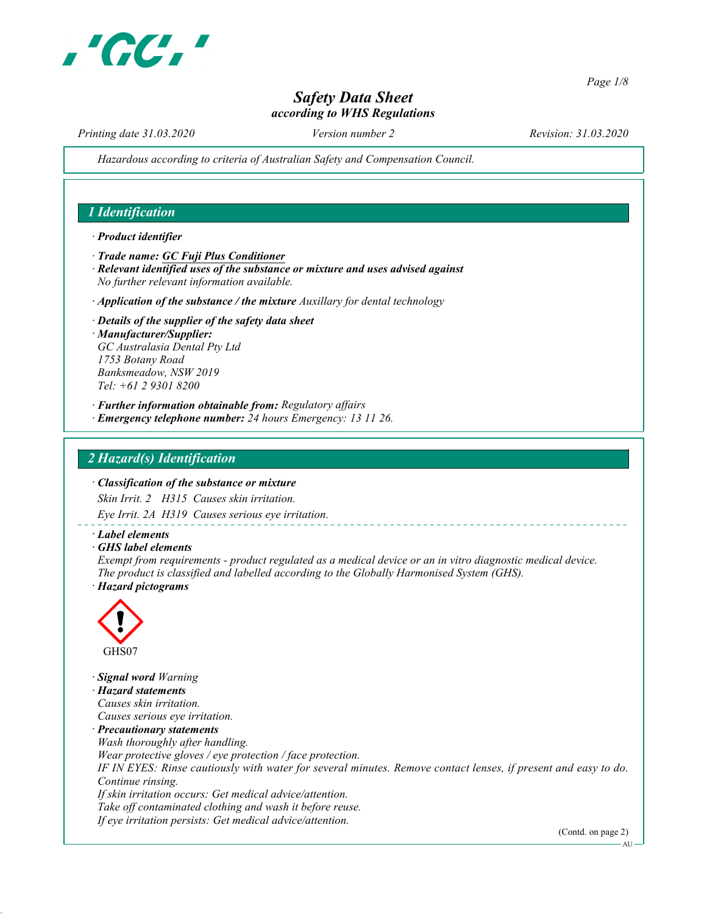# Safety Data Sheet
*according to WHS Regulations*

*Printing date 31.03.2020* *Version number 2* *Revision: 31.03.2020*

*Hazardous according to criteria of Australian Safety and Compensation Council.*

## 1 Identification

· **Product identifier**

· **Trade name: GC Fuji Plus Conditioner**

· **Relevant identified uses of the substance or mixture and uses advised against**
*No further relevant information available.*

· **Application of the substance / the mixture** *Auxillary for dental technology*

· **Details of the supplier of the safety data sheet**

· **Manufacturer/Supplier:**
*GC Australasia Dental Pty Ltd*
*1753 Botany Road*
*Banksmeadow, NSW 2019*
*Tel: +61 2 9301 8200*

· **Further information obtainable from:** *Regulatory affairs*

· **Emergency telephone number:** *24 hours Emergency: 13 11 26.*

## 2 Hazard(s) Identification

· **Classification of the substance or mixture**

*Skin Irrit. 2 H315 Causes skin irritation.*

*Eye Irrit. 2A H319 Causes serious eye irritation.*

· **Label elements**

· **GHS label elements**
*Exempt from requirements - product regulated as a medical device or an in vitro diagnostic medical device.*
*The product is classified and labelled according to the Globally Harmonised System (GHS).*

· **Hazard pictograms**

GHS07

· **Signal word** *Warning*

· **Hazard statements**
*Causes skin irritation.*
*Causes serious eye irritation.*

· **Precautionary statements**
*Wash thoroughly after handling.*
*Wear protective gloves / eye protection / face protection.*
*IF IN EYES: Rinse cautiously with water for several minutes. Remove contact lenses, if present and easy to do. Continue rinsing.*
*If skin irritation occurs: Get medical advice/attention.*
*Take off contaminated clothing and wash it before reuse.*
*If eye irritation persists: Get medical advice/attention.*

(Contd. on page 2)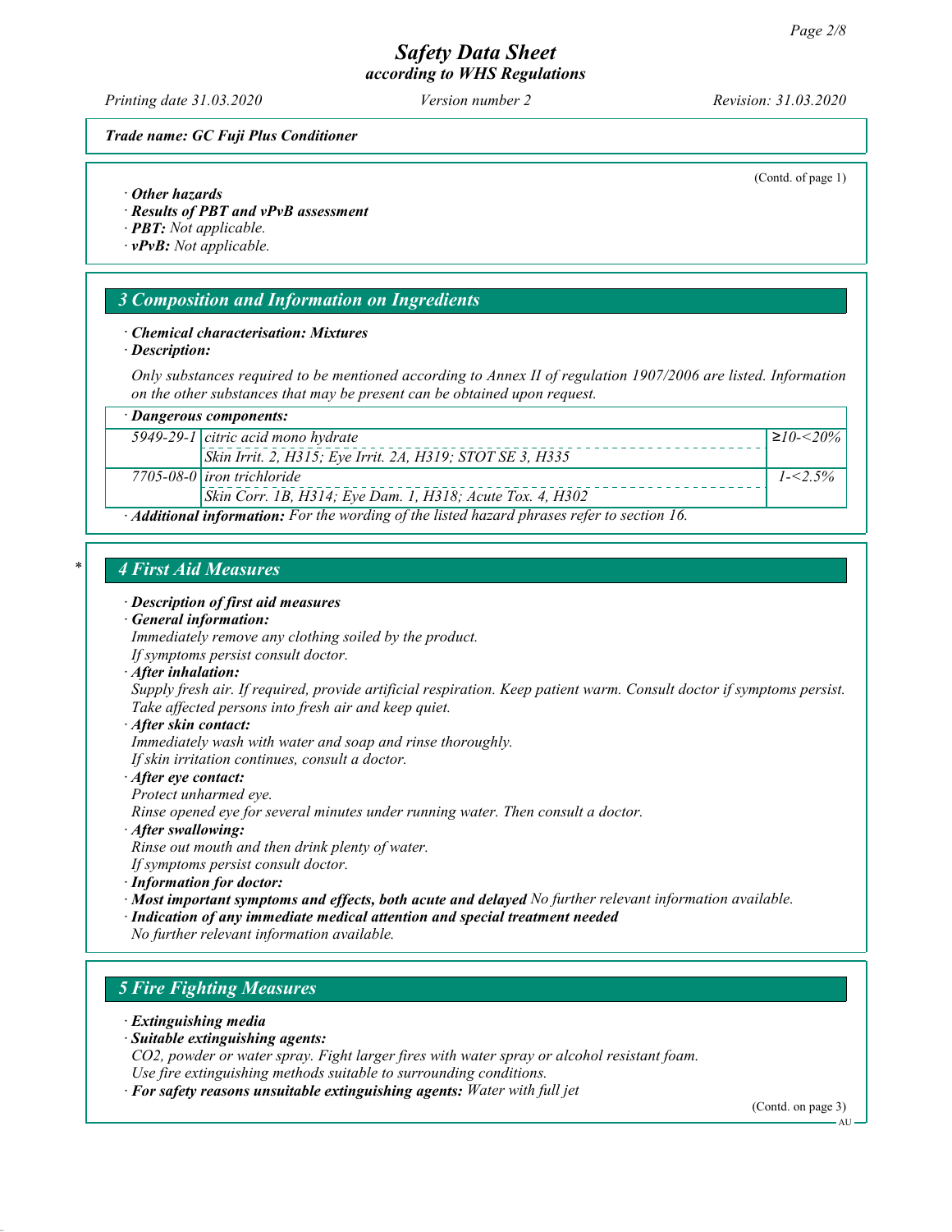*Trade name: GC Fuji Plus Conditioner*

(Contd. of page 1)

· **Other hazards**
· **Results of PBT and vPvB assessment**
· **PBT:** Not applicable.
· **vPvB:** Not applicable.

## 3 Composition and Information on Ingredients

· **Chemical characterisation: Mixtures**
· **Description:**

Only substances required to be mentioned according to Annex II of regulation 1907/2006 are listed. Information on the other substances that may be present can be obtained upon request.

| · **Dangerous components:** | | |
|---|---|---|
| 5949-29-1 | citric acid mono hydrate<br>Skin Irrit. 2, H315; Eye Irrit. 2A, H319; STOT SE 3, H335 | ≥10-<20% |
| 7705-08-0 | iron trichloride<br>Skin Corr. 1B, H314; Eye Dam. 1, H318; Acute Tox. 4, H302 | 1-<2.5% |

· **Additional information:** For the wording of the listed hazard phrases refer to section 16.

## 4 First Aid Measures

· **Description of first aid measures**
· **General information:**
Immediately remove any clothing soiled by the product.
If symptoms persist consult doctor.
· **After inhalation:**
Supply fresh air. If required, provide artificial respiration. Keep patient warm. Consult doctor if symptoms persist.
Take affected persons into fresh air and keep quiet.
· **After skin contact:**
Immediately wash with water and soap and rinse thoroughly.
If skin irritation continues, consult a doctor.
· **After eye contact:**
Protect unharmed eye.
Rinse opened eye for several minutes under running water. Then consult a doctor.
· **After swallowing:**
Rinse out mouth and then drink plenty of water.
If symptoms persist consult doctor.
· **Information for doctor:**
· **Most important symptoms and effects, both acute and delayed** No further relevant information available.
· **Indication of any immediate medical attention and special treatment needed**
No further relevant information available.

## 5 Fire Fighting Measures

· **Extinguishing media**
· **Suitable extinguishing agents:**
CO2, powder or water spray. Fight larger fires with water spray or alcohol resistant foam.
Use fire extinguishing methods suitable to surrounding conditions.
· **For safety reasons unsuitable extinguishing agents:** Water with full jet

(Contd. on page 3)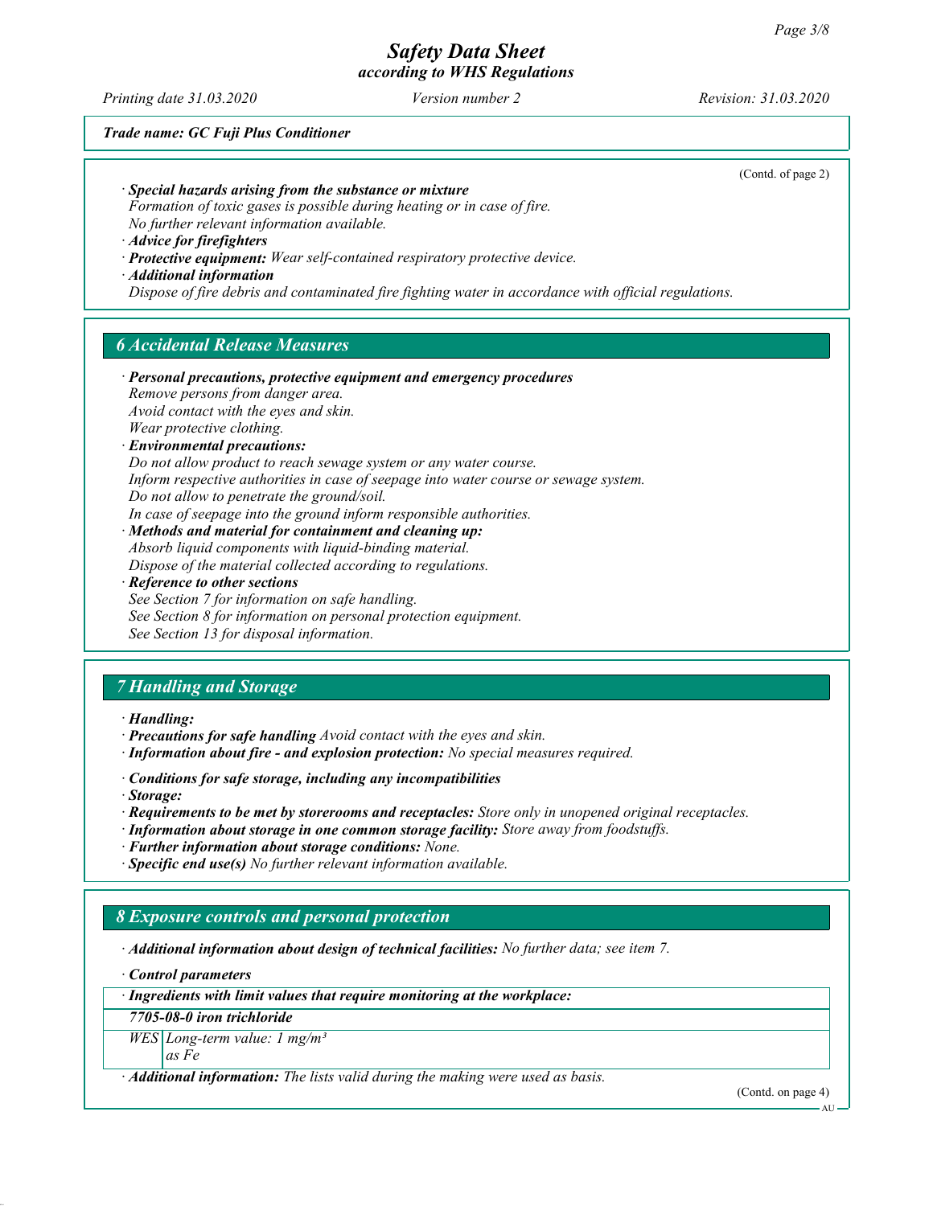*Safety Data Sheet*
*according to WHS Regulations*

*Printing date 31.03.2020* *Version number 2* *Revision: 31.03.2020*

***Trade name: GC Fuji Plus Conditioner***

(Contd. of page 2)

· ***Special hazards arising from the substance or mixture***
*Formation of toxic gases is possible during heating or in case of fire.*
*No further relevant information available.*
· ***Advice for firefighters***
· ***Protective equipment:*** *Wear self-contained respiratory protective device.*
· ***Additional information***
*Dispose of fire debris and contaminated fire fighting water in accordance with official regulations.*

## *6 Accidental Release Measures*

· ***Personal precautions, protective equipment and emergency procedures***
*Remove persons from danger area.*
*Avoid contact with the eyes and skin.*
*Wear protective clothing.*
· ***Environmental precautions:***
*Do not allow product to reach sewage system or any water course.*
*Inform respective authorities in case of seepage into water course or sewage system.*
*Do not allow to penetrate the ground/soil.*
*In case of seepage into the ground inform responsible authorities.*
· ***Methods and material for containment and cleaning up:***
*Absorb liquid components with liquid-binding material.*
*Dispose of the material collected according to regulations.*
· ***Reference to other sections***
*See Section 7 for information on safe handling.*
*See Section 8 for information on personal protection equipment.*
*See Section 13 for disposal information.*

## *7 Handling and Storage*

· ***Handling:***
· ***Precautions for safe handling*** *Avoid contact with the eyes and skin.*
· ***Information about fire - and explosion protection:*** *No special measures required.*

· ***Conditions for safe storage, including any incompatibilities***
· ***Storage:***
· ***Requirements to be met by storerooms and receptacles:*** *Store only in unopened original receptacles.*
· ***Information about storage in one common storage facility:*** *Store away from foodstuffs.*
· ***Further information about storage conditions:*** *None.*
· ***Specific end use(s)*** *No further relevant information available.*

## *8 Exposure controls and personal protection*

· ***Additional information about design of technical facilities:*** *No further data; see item 7.*

· ***Control parameters***

| · ***Ingredients with limit values that require monitoring at the workplace:*** | |
|---|---|
| ***7705-08-0 iron trichloride*** | |
| *WES* | *Long-term value: 1 mg/m³* *as Fe* |

· ***Additional information:*** *The lists valid during the making were used as basis.*

(Contd. on page 4)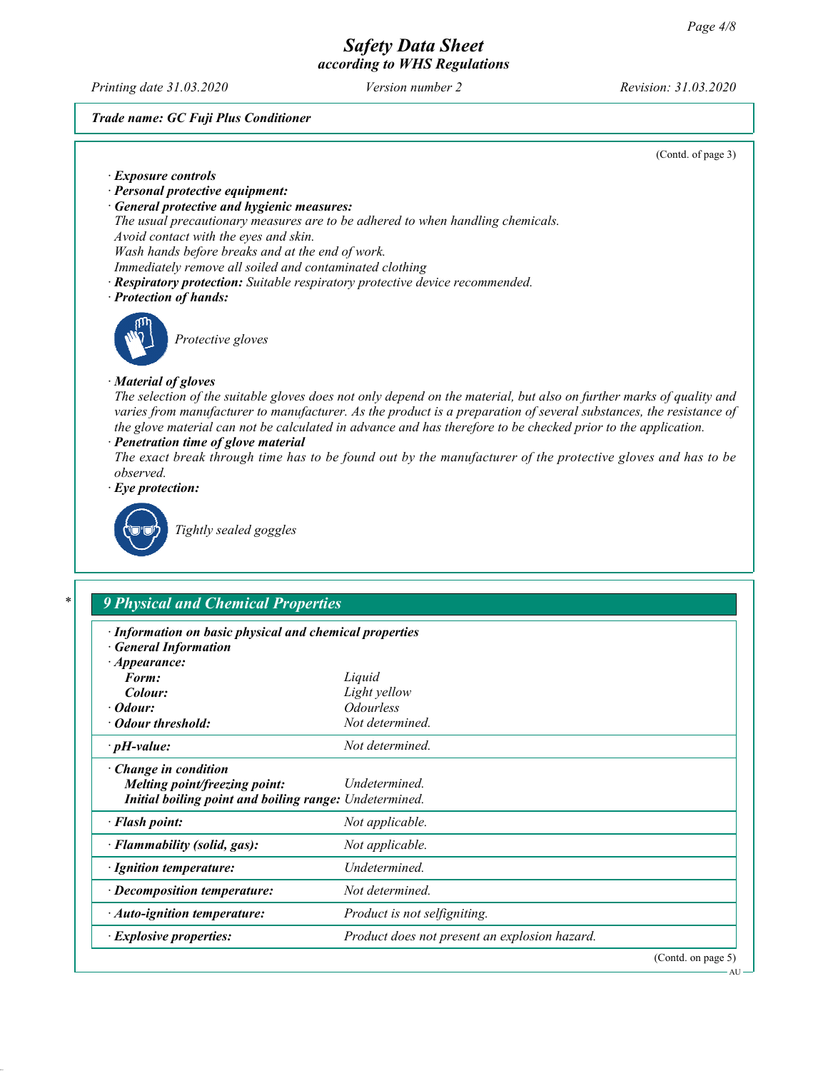*Trade name: GC Fuji Plus Conditioner*

(Contd. of page 3)

- ***Exposure controls***
- ***Personal protective equipment:***
- ***General protective and hygienic measures:***
  *The usual precautionary measures are to be adhered to when handling chemicals.*
  *Avoid contact with the eyes and skin.*
  *Wash hands before breaks and at the end of work.*
  *Immediately remove all soiled and contaminated clothing*
- ***Respiratory protection:*** *Suitable respiratory protective device recommended.*
- ***Protection of hands:***

  *Protective gloves*

- ***Material of gloves***
  *The selection of the suitable gloves does not only depend on the material, but also on further marks of quality and varies from manufacturer to manufacturer. As the product is a preparation of several substances, the resistance of the glove material can not be calculated in advance and has therefore to be checked prior to the application.*
- ***Penetration time of glove material***
  *The exact break through time has to be found out by the manufacturer of the protective gloves and has to be observed.*
- ***Eye protection:***

  *Tightly sealed goggles*

## 9 Physical and Chemical Properties

| | |
|---|---|
| ***· Information on basic physical and chemical properties*** | |
| ***· General Information*** | |
| ***· Appearance:*** | |
| ***Form:*** | *Liquid* |
| ***Colour:*** | *Light yellow* |
| ***· Odour:*** | *Odourless* |
| ***· Odour threshold:*** | *Not determined.* |
| ***· pH-value:*** | *Not determined.* |
| ***· Change in condition*** | |
| ***Melting point/freezing point:*** | *Undetermined.* |
| ***Initial boiling point and boiling range:*** | *Undetermined.* |
| ***· Flash point:*** | *Not applicable.* |
| ***· Flammability (solid, gas):*** | *Not applicable.* |
| ***· Ignition temperature:*** | *Undetermined.* |
| ***· Decomposition temperature:*** | *Not determined.* |
| ***· Auto-ignition temperature:*** | *Product is not selfigniting.* |
| ***· Explosive properties:*** | *Product does not present an explosion hazard.* |

(Contd. on page 5)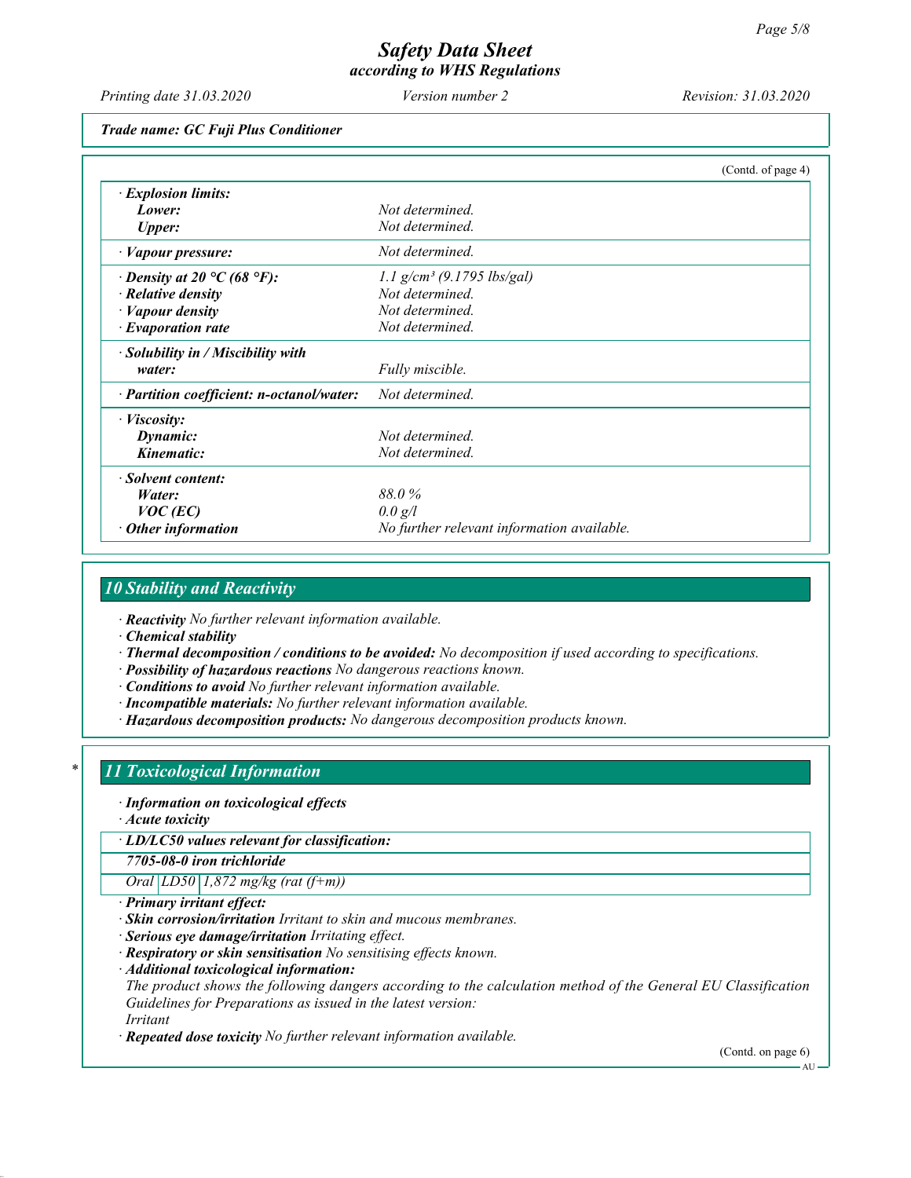*Trade name: GC Fuji Plus Conditioner*

(Contd. of page 4)

| | |
|---|---|
| · **Explosion limits:** | |
| **Lower:** | Not determined. |
| **Upper:** | Not determined. |
| · **Vapour pressure:** | Not determined. |
| · **Density at 20 °C (68 °F):** | 1.1 g/cm³ (9.1795 lbs/gal) |
| · **Relative density** | Not determined. |
| · **Vapour density** | Not determined. |
| · **Evaporation rate** | Not determined. |
| · **Solubility in / Miscibility with water:** | Fully miscible. |
| · **Partition coefficient: n-octanol/water:** | Not determined. |
| · **Viscosity:** | |
| **Dynamic:** | Not determined. |
| **Kinematic:** | Not determined. |
| · **Solvent content:** | |
| **Water:** | 88.0 % |
| **VOC (EC)** | 0.0 g/l |
| · **Other information** | No further relevant information available. |

## 10 Stability and Reactivity

· **Reactivity** No further relevant information available.
· **Chemical stability**
· **Thermal decomposition / conditions to be avoided:** No decomposition if used according to specifications.
· **Possibility of hazardous reactions** No dangerous reactions known.
· **Conditions to avoid** No further relevant information available.
· **Incompatible materials:** No further relevant information available.
· **Hazardous decomposition products:** No dangerous decomposition products known.

## * 11 Toxicological Information

· **Information on toxicological effects**
· **Acute toxicity**

| · **LD/LC50 values relevant for classification:** | | |
|---|---|---|
| **7705-08-0 iron trichloride** | | |
| Oral | LD50 | 1,872 mg/kg (rat (f+m)) |

· **Primary irritant effect:**
· **Skin corrosion/irritation** Irritant to skin and mucous membranes.
· **Serious eye damage/irritation** Irritating effect.
· **Respiratory or skin sensitisation** No sensitising effects known.
· **Additional toxicological information:**
The product shows the following dangers according to the calculation method of the General EU Classification Guidelines for Preparations as issued in the latest version:
Irritant
· **Repeated dose toxicity** No further relevant information available.

(Contd. on page 6)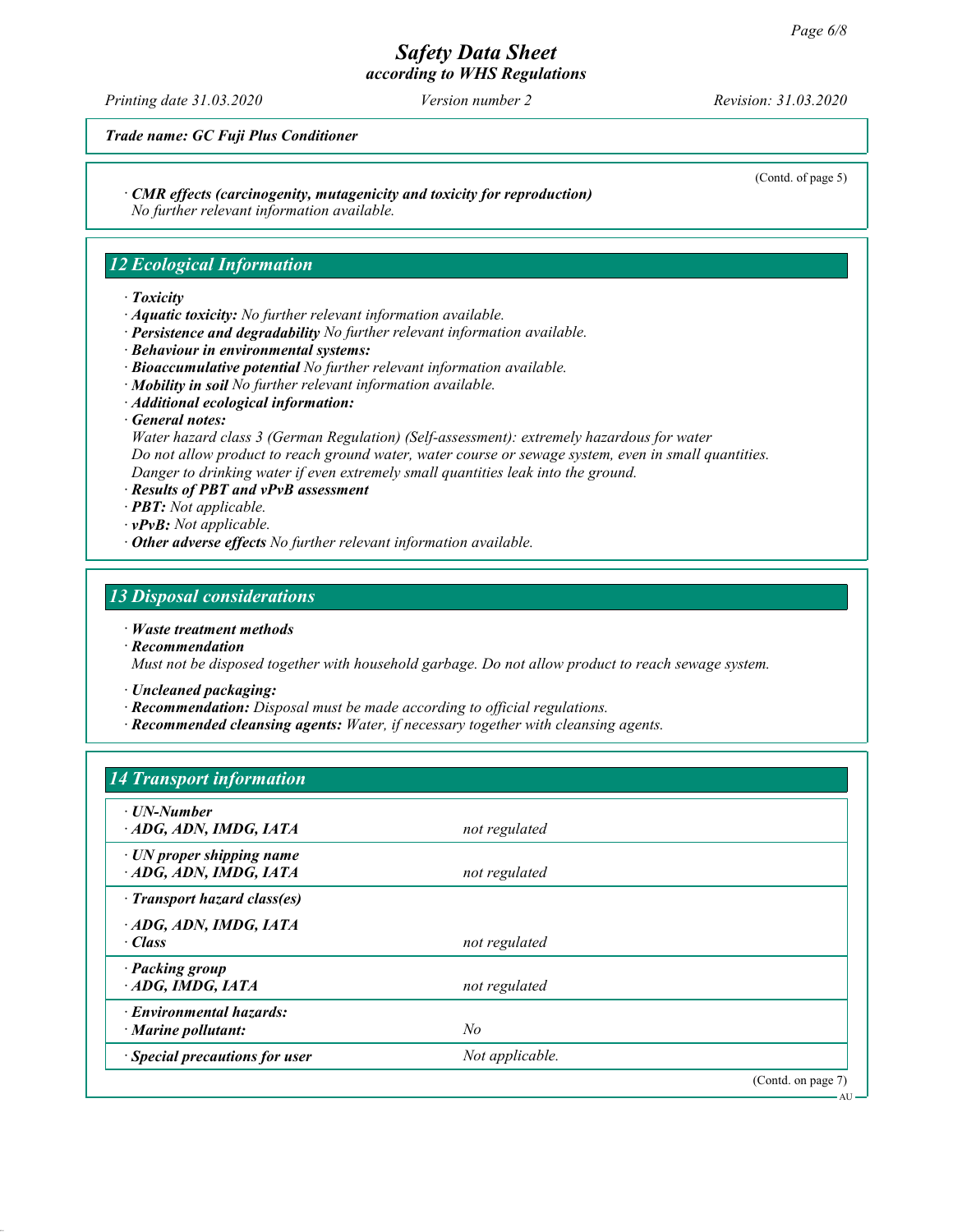*Trade name: GC Fuji Plus Conditioner*

(Contd. of page 5)

· **CMR effects (carcinogenity, mutagenicity and toxicity for reproduction)**
No further relevant information available.

## 12 Ecological Information

· **Toxicity**
· **Aquatic toxicity:** No further relevant information available.
· **Persistence and degradability** No further relevant information available.
· **Behaviour in environmental systems:**
· **Bioaccumulative potential** No further relevant information available.
· **Mobility in soil** No further relevant information available.
· **Additional ecological information:**
· **General notes:**
Water hazard class 3 (German Regulation) (Self-assessment): extremely hazardous for water
Do not allow product to reach ground water, water course or sewage system, even in small quantities.
Danger to drinking water if even extremely small quantities leak into the ground.
· **Results of PBT and vPvB assessment**
· **PBT:** Not applicable.
· **vPvB:** Not applicable.
· **Other adverse effects** No further relevant information available.

## 13 Disposal considerations

· **Waste treatment methods**
· **Recommendation**
Must not be disposed together with household garbage. Do not allow product to reach sewage system.

· **Uncleaned packaging:**
· **Recommendation:** Disposal must be made according to official regulations.
· **Recommended cleansing agents:** Water, if necessary together with cleansing agents.

## 14 Transport information

| | |
|---|---|
| · **UN-Number**<br>· **ADG, ADN, IMDG, IATA** | not regulated |
| · **UN proper shipping name**<br>· **ADG, ADN, IMDG, IATA** | not regulated |
| · **Transport hazard class(es)**<br>· **ADG, ADN, IMDG, IATA**<br>· **Class** | not regulated |
| · **Packing group**<br>· **ADG, IMDG, IATA** | not regulated |
| · **Environmental hazards:**<br>· **Marine pollutant:** | No |
| · **Special precautions for user** | Not applicable. |

(Contd. on page 7)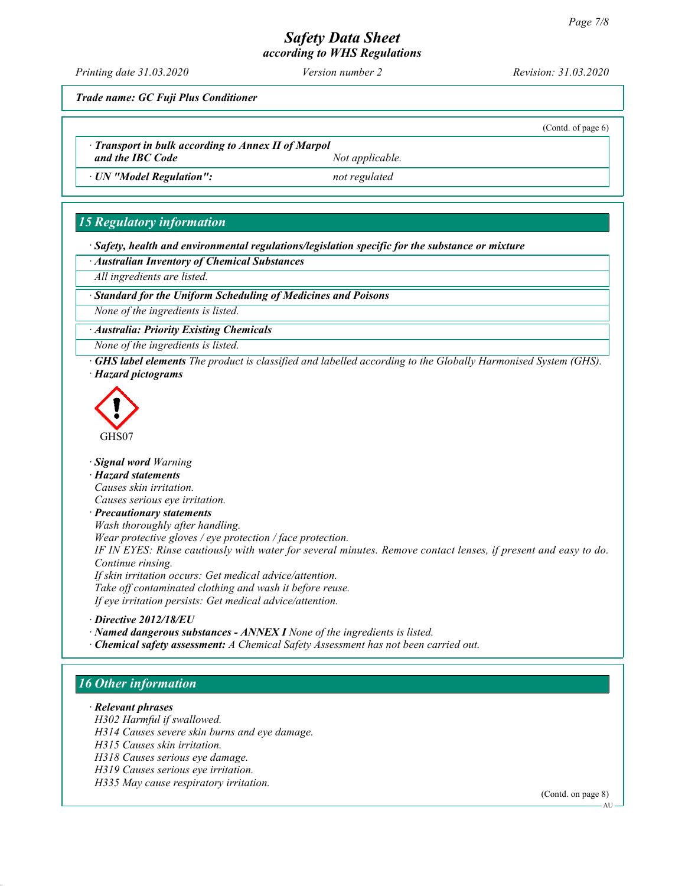*Trade name: GC Fuji Plus Conditioner*

(Contd. of page 6)

| | |
|---|---|
| · **Transport in bulk according to Annex II of Marpol and the IBC Code** | *Not applicable.* |
| · **UN "Model Regulation":** | *not regulated* |

## 15 Regulatory information

· ***Safety, health and environmental regulations/legislation specific for the substance or mixture***

· ***Australian Inventory of Chemical Substances***

*All ingredients are listed.*

· ***Standard for the Uniform Scheduling of Medicines and Poisons***

*None of the ingredients is listed.*

· ***Australia: Priority Existing Chemicals***

*None of the ingredients is listed.*

· ***GHS label elements*** *The product is classified and labelled according to the Globally Harmonised System (GHS).*

· ***Hazard pictograms***

GHS07

· ***Signal word*** *Warning*

· ***Hazard statements***

*Causes skin irritation.*
*Causes serious eye irritation.*

· ***Precautionary statements***

*Wash thoroughly after handling.*
*Wear protective gloves / eye protection / face protection.*
*IF IN EYES: Rinse cautiously with water for several minutes. Remove contact lenses, if present and easy to do. Continue rinsing.*
*If skin irritation occurs: Get medical advice/attention.*
*Take off contaminated clothing and wash it before reuse.*
*If eye irritation persists: Get medical advice/attention.*

· ***Directive 2012/18/EU***

· ***Named dangerous substances - ANNEX I*** *None of the ingredients is listed.*

· ***Chemical safety assessment:*** *A Chemical Safety Assessment has not been carried out.*

## 16 Other information

· ***Relevant phrases***

*H302 Harmful if swallowed.*
*H314 Causes severe skin burns and eye damage.*
*H315 Causes skin irritation.*
*H318 Causes serious eye damage.*
*H319 Causes serious eye irritation.*
*H335 May cause respiratory irritation.*

(Contd. on page 8)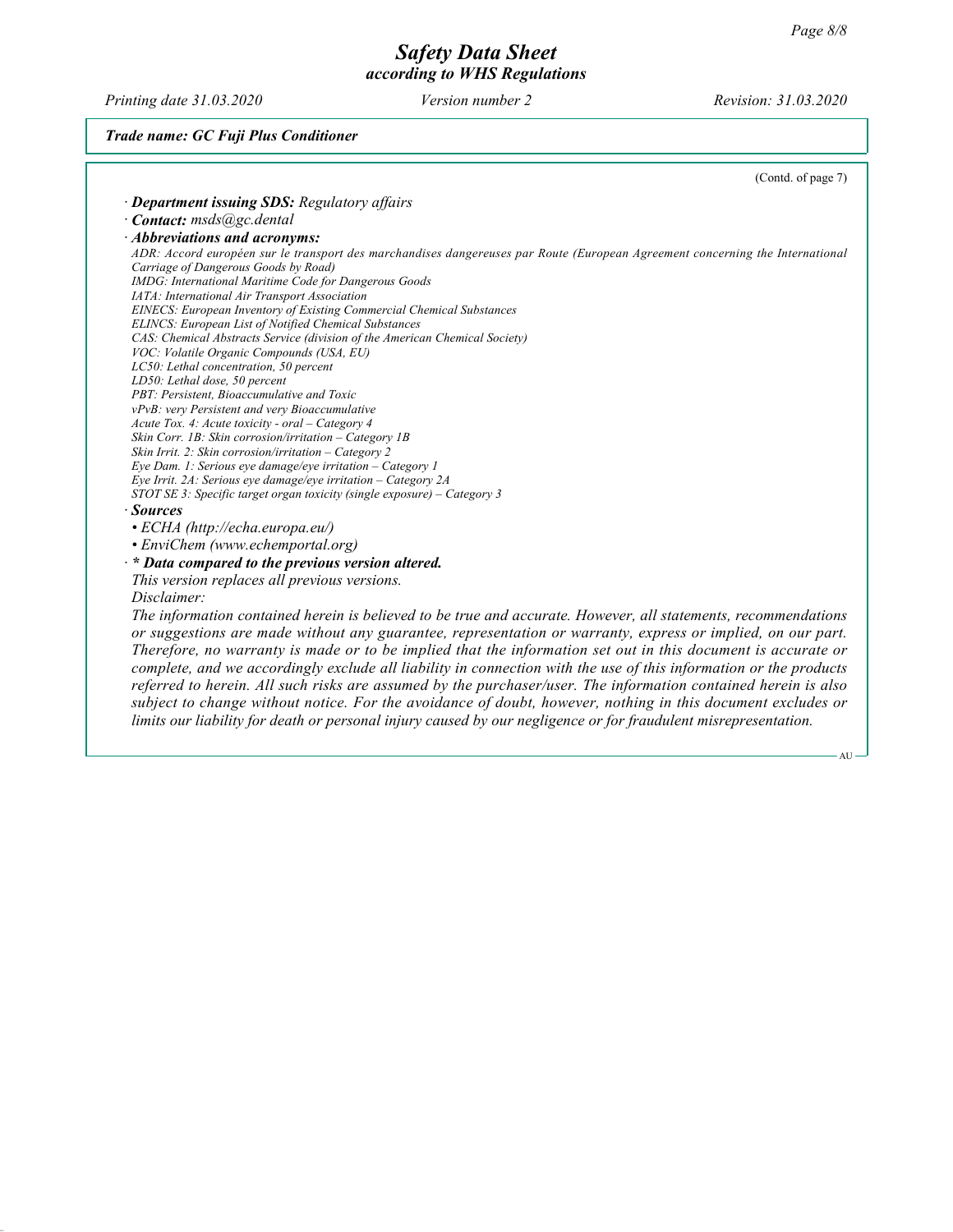*(Contd. of page 7)*

· ***Department issuing SDS:*** *Regulatory affairs*

· ***Contact:*** *msds@gc.dental*

· ***Abbreviations and acronyms:***

*ADR: Accord européen sur le transport des marchandises dangereuses par Route (European Agreement concerning the International Carriage of Dangerous Goods by Road)*
*IMDG: International Maritime Code for Dangerous Goods*
*IATA: International Air Transport Association*
*EINECS: European Inventory of Existing Commercial Chemical Substances*
*ELINCS: European List of Notified Chemical Substances*
*CAS: Chemical Abstracts Service (division of the American Chemical Society)*
*VOC: Volatile Organic Compounds (USA, EU)*
*LC50: Lethal concentration, 50 percent*
*LD50: Lethal dose, 50 percent*
*PBT: Persistent, Bioaccumulative and Toxic*
*vPvB: very Persistent and very Bioaccumulative*
*Acute Tox. 4: Acute toxicity - oral – Category 4*
*Skin Corr. 1B: Skin corrosion/irritation – Category 1B*
*Skin Irrit. 2: Skin corrosion/irritation – Category 2*
*Eye Dam. 1: Serious eye damage/eye irritation – Category 1*
*Eye Irrit. 2A: Serious eye damage/eye irritation – Category 2A*
*STOT SE 3: Specific target organ toxicity (single exposure) – Category 3*

· ***Sources***

- *ECHA (http://echa.europa.eu/)*
- *EnviChem (www.echemportal.org)*

· ***\* Data compared to the previous version altered.***

*This version replaces all previous versions.*

*Disclaimer:*

*The information contained herein is believed to be true and accurate. However, all statements, recommendations or suggestions are made without any guarantee, representation or warranty, express or implied, on our part. Therefore, no warranty is made or to be implied that the information set out in this document is accurate or complete, and we accordingly exclude all liability in connection with the use of this information or the products referred to herein. All such risks are assumed by the purchaser/user. The information contained herein is also subject to change without notice. For the avoidance of doubt, however, nothing in this document excludes or limits our liability for death or personal injury caused by our negligence or for fraudulent misrepresentation.*